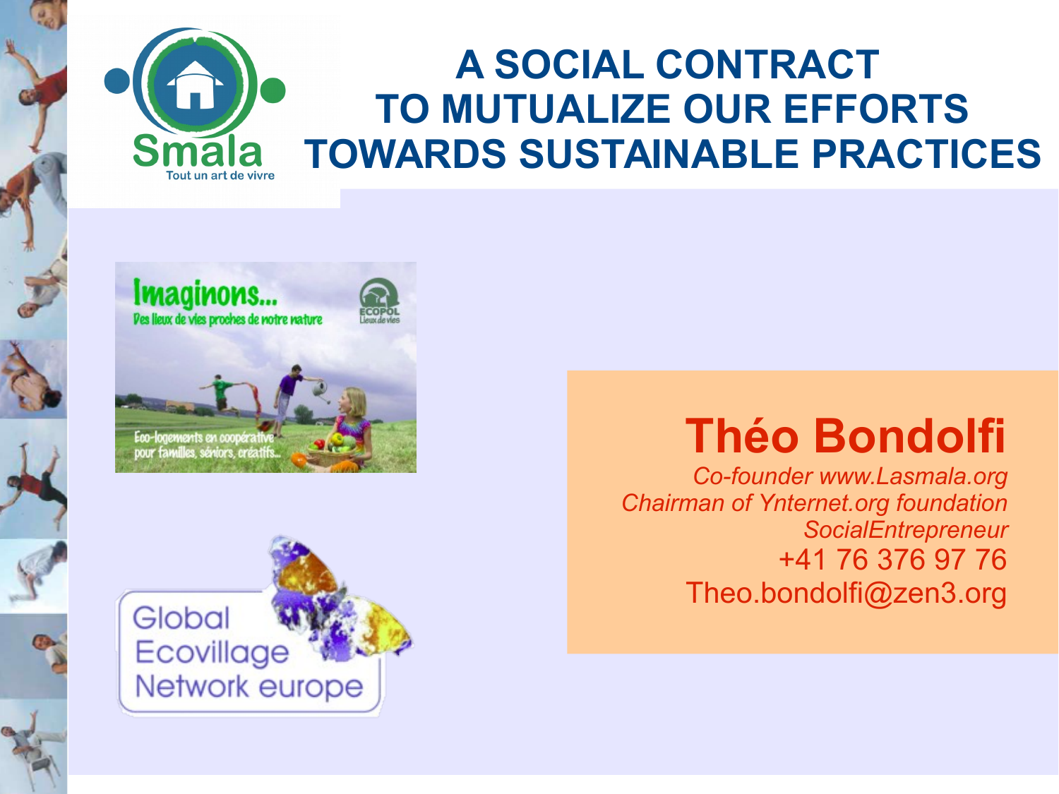Smala

Tout un art de vivre

# A SOCIAL CONTRACT TO MUTUALIZE OUR EFFORTS TOWARDS SUSTAINABLE PRACTICES

Imaginons...

Des lieux de vies proches de notre nature

ECOPOL Lieux de vies

Eco-logements en coopérative pour familles, séniors, créatifs...

Global Ecovillage Network europe

## Théo Bondolfi

*Co-founder www.Lasmala.org*
*Chairman of Ynternet.org foundation*
*SocialEntrepreneur*
+41 76 376 97 76
Theo.bondolfi@zen3.org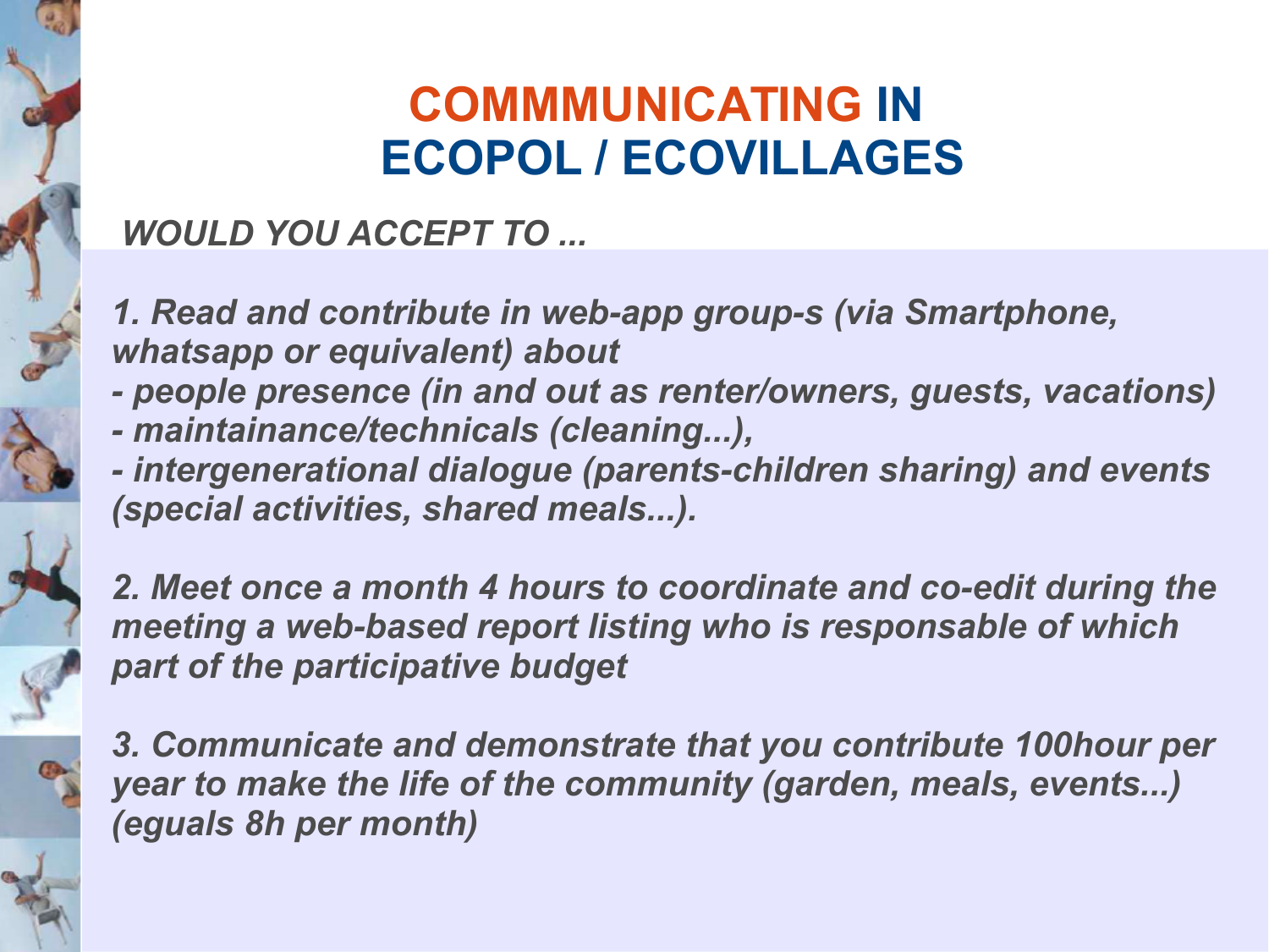# COMMMUNICATING IN ECOPOL / ECOVILLAGES

***WOULD YOU ACCEPT TO ...***

***1. Read and contribute in web-app group-s (via Smartphone, whatsapp or equivalent) about***
***- people presence (in and out as renter/owners, guests, vacations)***
***- maintainance/technicals (cleaning...),***
***- intergenerational dialogue (parents-children sharing) and events (special activities, shared meals...).***

***2. Meet once a month 4 hours to coordinate and co-edit during the meeting a web-based report listing who is responsable of which part of the participative budget***

***3. Communicate and demonstrate that you contribute 100hour per year to make the life of the community (garden, meals, events...) (eguals 8h per month)***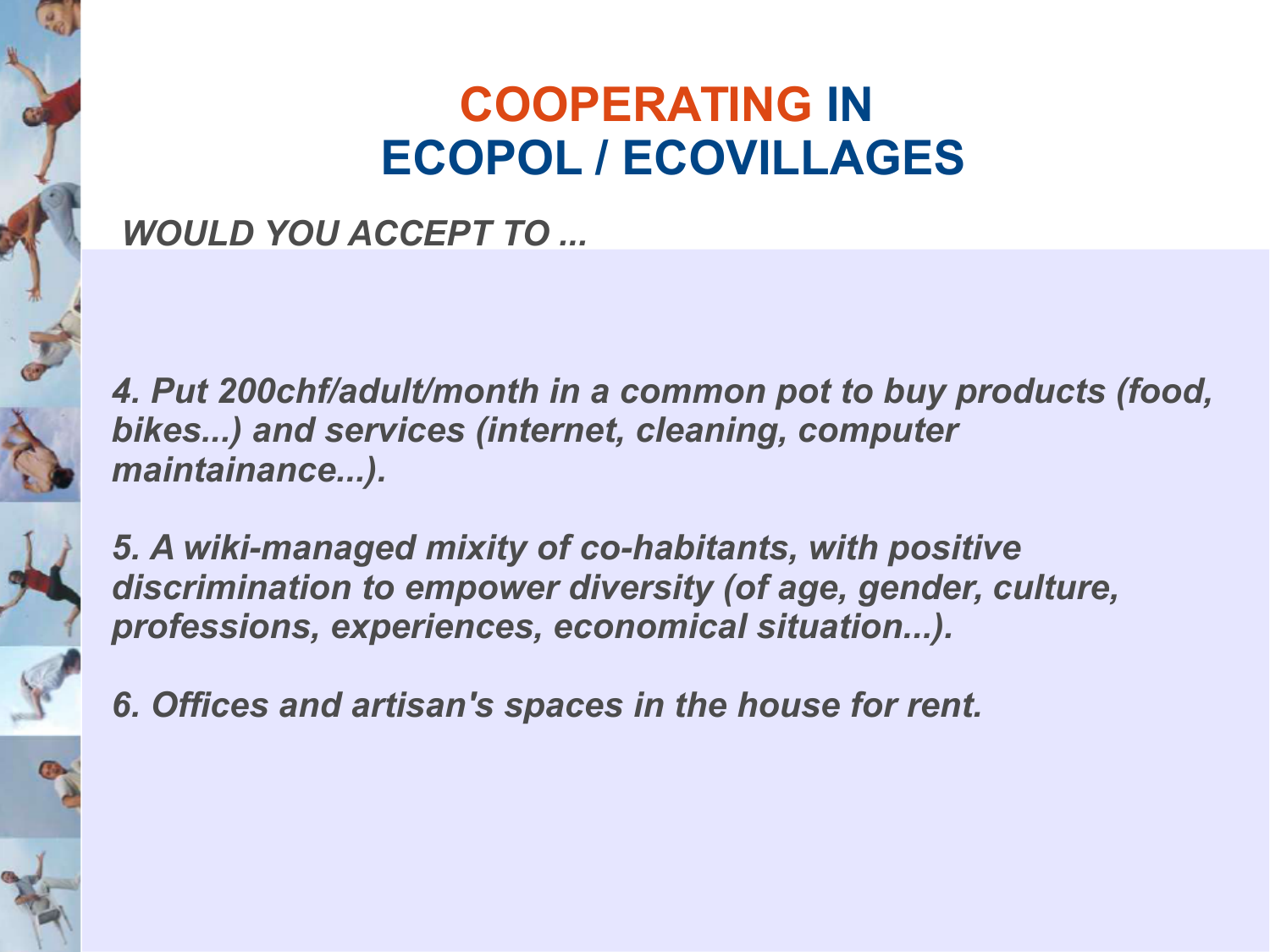# COOPERATING IN ECOPOL / ECOVILLAGES

***WOULD YOU ACCEPT TO ...***

***4. Put 200chf/adult/month in a common pot to buy products (food, bikes...) and services (internet, cleaning, computer maintainance...).***

***5. A wiki-managed mixity of co-habitants, with positive discrimination to empower diversity (of age, gender, culture, professions, experiences, economical situation...).***

***6. Offices and artisan's spaces in the house for rent.***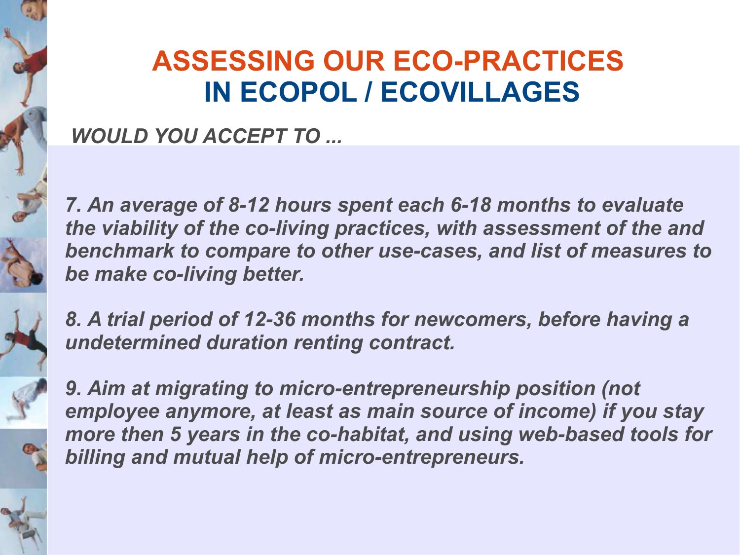# ASSESSING OUR ECO-PRACTICES IN ECOPOL / ECOVILLAGES

***WOULD YOU ACCEPT TO ...***

***7. An average of 8-12 hours spent each 6-18 months to evaluate the viability of the co-living practices, with assessment of the and benchmark to compare to other use-cases, and list of measures to be make co-living better.***

***8. A trial period of 12-36 months for newcomers, before having a undetermined duration renting contract.***

***9. Aim at migrating to micro-entrepreneurship position (not employee anymore, at least as main source of income) if you stay more then 5 years in the co-habitat, and using web-based tools for billing and mutual help of micro-entrepreneurs.***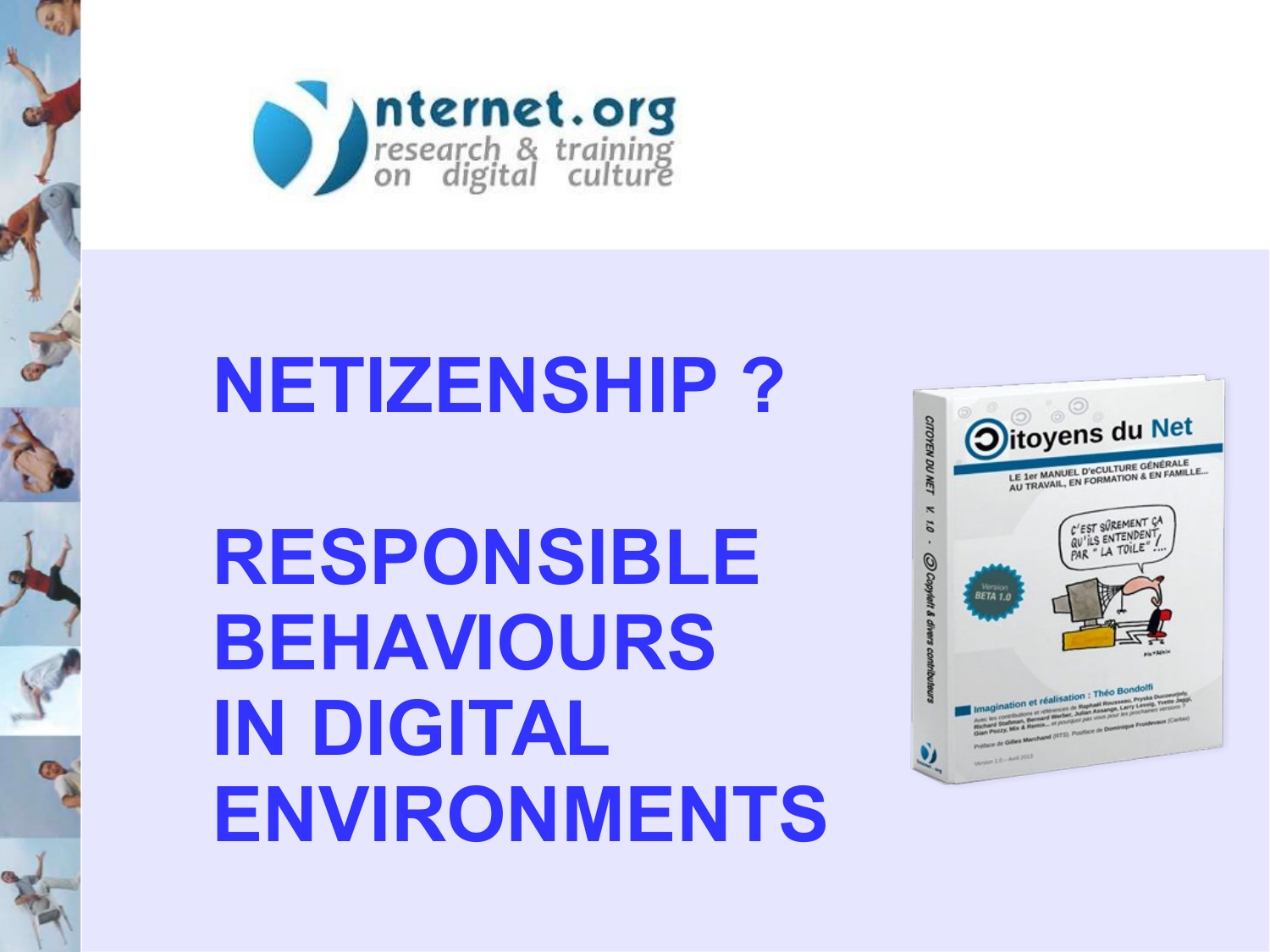nternet.org
research & training on digital culture

# NETIZENSHIP ?

# RESPONSIBLE BEHAVIOURS IN DIGITAL ENVIRONMENTS